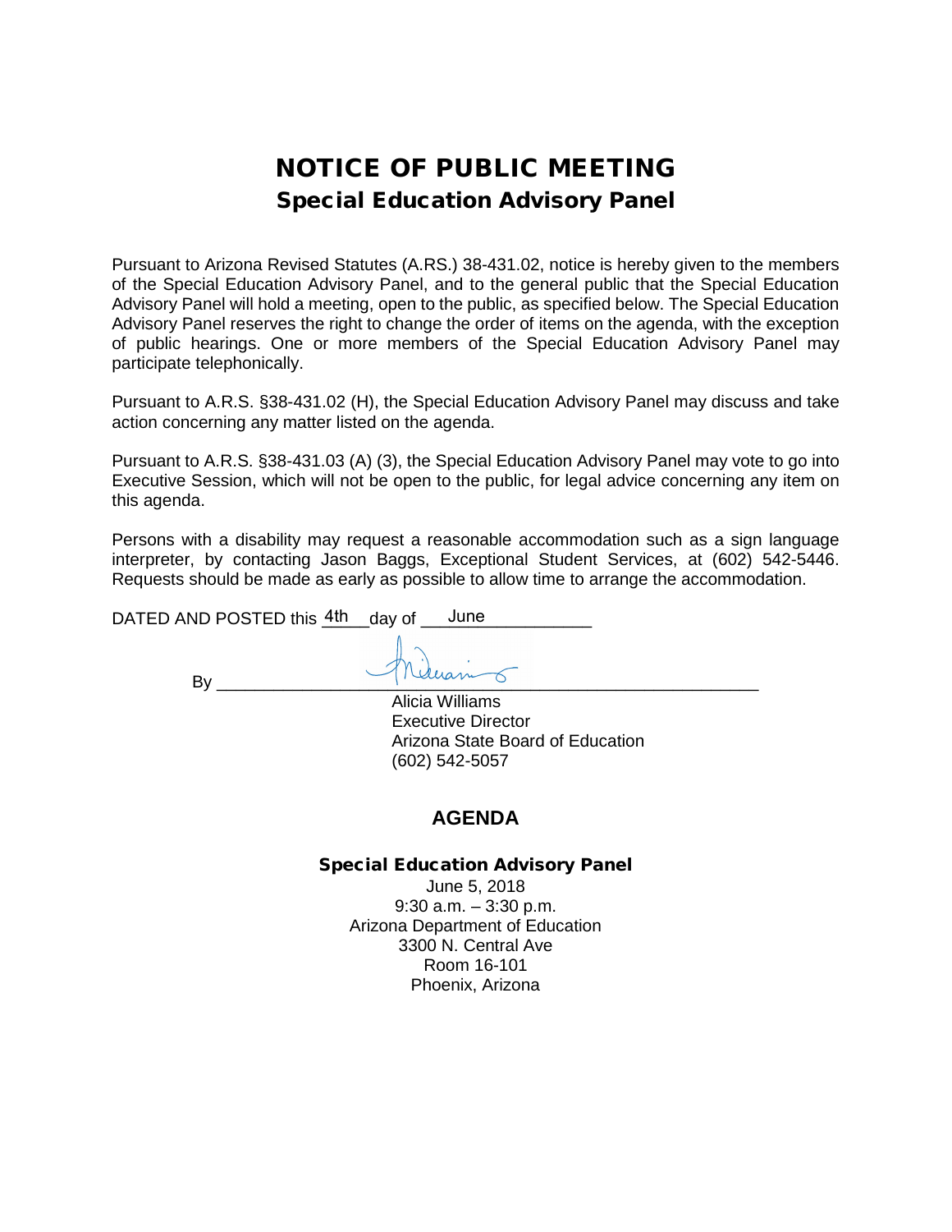# NOTICE OF PUBLIC MEETING
## Special Education Advisory Panel

Pursuant to Arizona Revised Statutes (A.RS.) 38-431.02, notice is hereby given to the members of the Special Education Advisory Panel, and to the general public that the Special Education Advisory Panel will hold a meeting, open to the public, as specified below. The Special Education Advisory Panel reserves the right to change the order of items on the agenda, with the exception of public hearings. One or more members of the Special Education Advisory Panel may participate telephonically.

Pursuant to A.R.S. §38-431.02 (H), the Special Education Advisory Panel may discuss and take action concerning any matter listed on the agenda.

Pursuant to A.R.S. §38-431.03 (A) (3), the Special Education Advisory Panel may vote to go into Executive Session, which will not be open to the public, for legal advice concerning any item on this agenda.

Persons with a disability may request a reasonable accommodation such as a sign language interpreter, by contacting Jason Baggs, Exceptional Student Services, at (602) 542-5446. Requests should be made as early as possible to allow time to arrange the accommodation.

DATED AND POSTED this 4th day of June

By ______________________

Alicia Williams
Executive Director
Arizona State Board of Education
(602) 542-5057

## AGENDA

**Special Education Advisory Panel**

June 5, 2018
9:30 a.m. – 3:30 p.m.
Arizona Department of Education
3300 N. Central Ave
Room 16-101
Phoenix, Arizona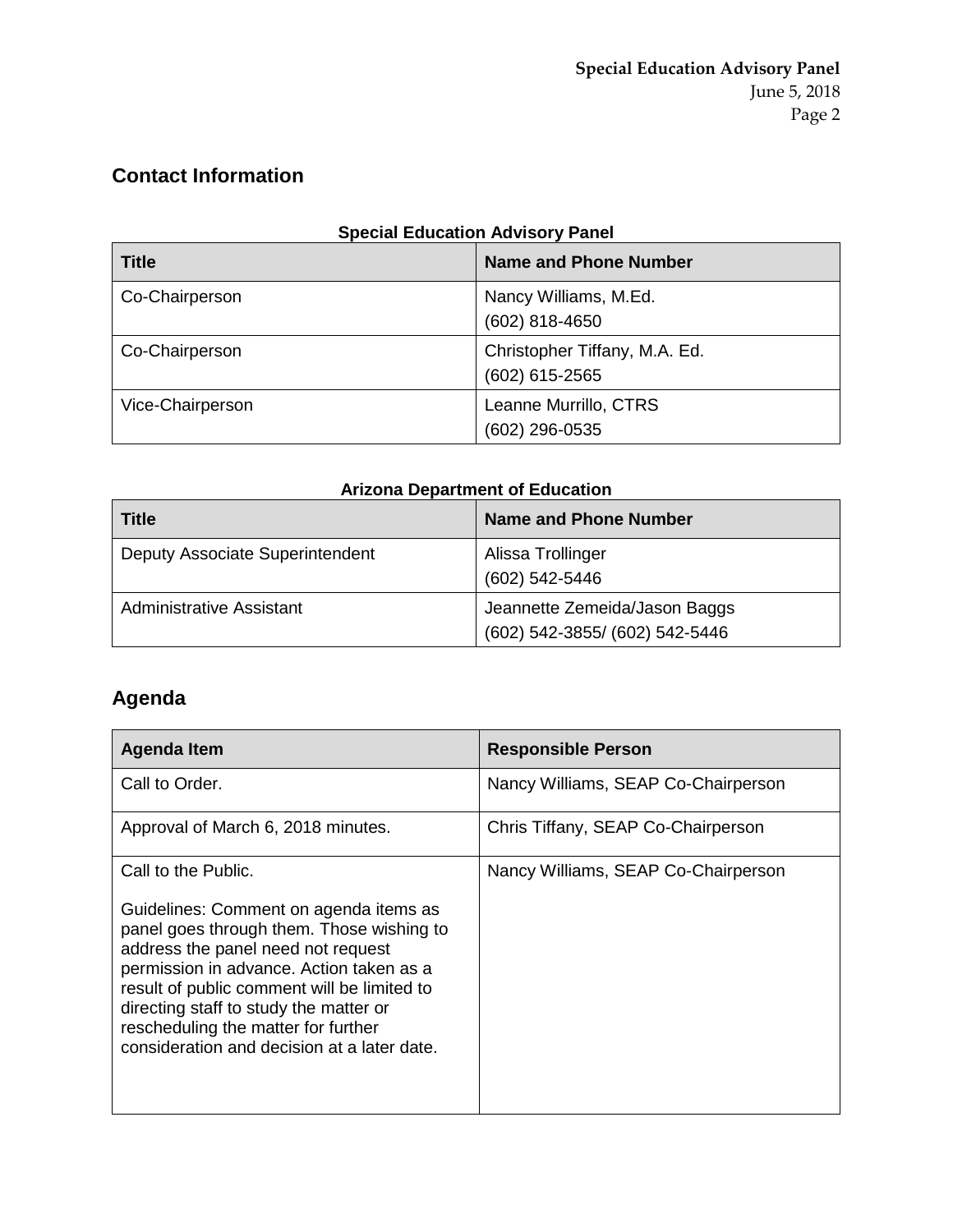## Contact Information

**Special Education Advisory Panel**

| Title | Name and Phone Number |
| --- | --- |
| Co-Chairperson | Nancy Williams, M.Ed.<br>(602) 818-4650 |
| Co-Chairperson | Christopher Tiffany, M.A. Ed.<br>(602) 615-2565 |
| Vice-Chairperson | Leanne Murrillo, CTRS<br>(602) 296-0535 |

**Arizona Department of Education**

| Title | Name and Phone Number |
| --- | --- |
| Deputy Associate Superintendent | Alissa Trollinger<br>(602) 542-5446 |
| Administrative Assistant | Jeannette Zemeida/Jason Baggs<br>(602) 542-3855/ (602) 542-5446 |

## Agenda

| Agenda Item | Responsible Person |
| --- | --- |
| Call to Order. | Nancy Williams, SEAP Co-Chairperson |
| Approval of March 6, 2018 minutes. | Chris Tiffany, SEAP Co-Chairperson |
| Call to the Public.<br><br>Guidelines: Comment on agenda items as panel goes through them. Those wishing to address the panel need not request permission in advance. Action taken as a result of public comment will be limited to directing staff to study the matter or rescheduling the matter for further consideration and decision at a later date. | Nancy Williams, SEAP Co-Chairperson |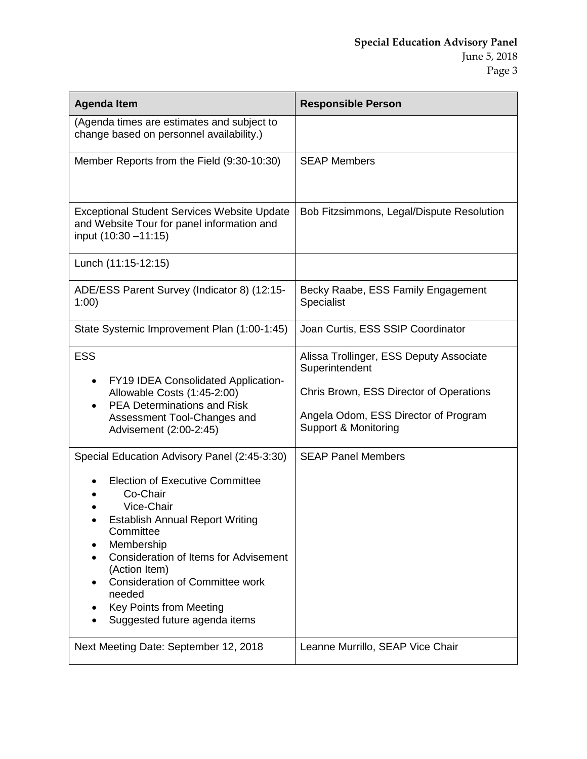| Agenda Item | Responsible Person |
| --- | --- |
| (Agenda times are estimates and subject to change based on personnel availability.) | |
| Member Reports from the Field (9:30-10:30) | SEAP Members |
| Exceptional Student Services Website Update and Website Tour for panel information and input (10:30 –11:15) | Bob Fitzsimmons, Legal/Dispute Resolution |
| Lunch (11:15-12:15) | |
| ADE/ESS Parent Survey (Indicator 8) (12:15-1:00) | Becky Raabe, ESS Family Engagement Specialist |
| State Systemic Improvement Plan (1:00-1:45) | Joan Curtis, ESS SSIP Coordinator |
| ESS<br>• FY19 IDEA Consolidated Application-Allowable Costs (1:45-2:00)<br>• PEA Determinations and Risk Assessment Tool-Changes and Advisement (2:00-2:45) | Alissa Trollinger, ESS Deputy Associate Superintendent<br>Chris Brown, ESS Director of Operations<br>Angela Odom, ESS Director of Program Support & Monitoring |
| Special Education Advisory Panel (2:45-3:30)<br>• Election of Executive Committee<br>• Co-Chair<br>• Vice-Chair<br>• Establish Annual Report Writing Committee<br>• Membership<br>• Consideration of Items for Advisement (Action Item)<br>• Consideration of Committee work needed<br>• Key Points from Meeting<br>• Suggested future agenda items | SEAP Panel Members |
| Next Meeting Date: September 12, 2018 | Leanne Murrillo, SEAP Vice Chair |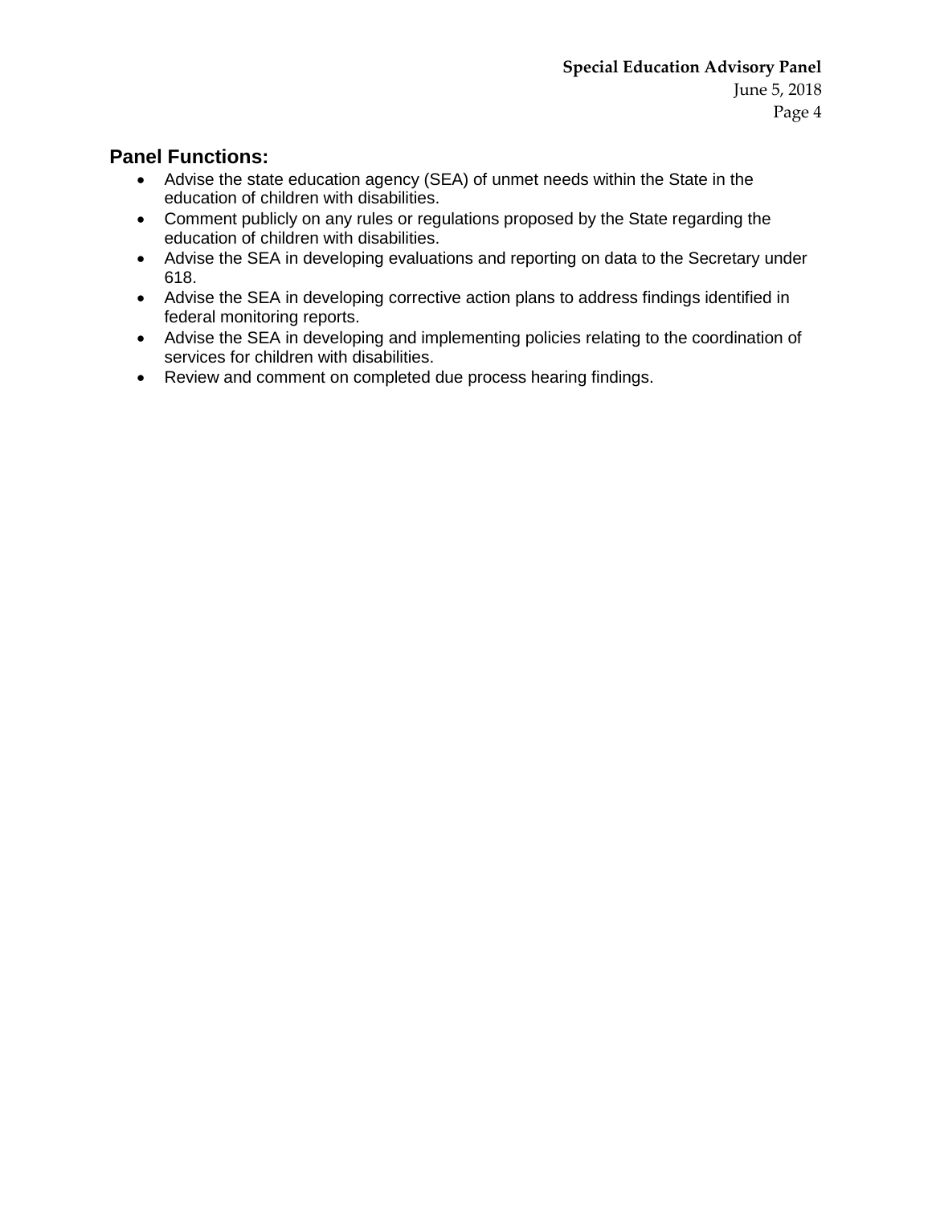## Panel Functions:

- Advise the state education agency (SEA) of unmet needs within the State in the education of children with disabilities.
- Comment publicly on any rules or regulations proposed by the State regarding the education of children with disabilities.
- Advise the SEA in developing evaluations and reporting on data to the Secretary under 618.
- Advise the SEA in developing corrective action plans to address findings identified in federal monitoring reports.
- Advise the SEA in developing and implementing policies relating to the coordination of services for children with disabilities.
- Review and comment on completed due process hearing findings.